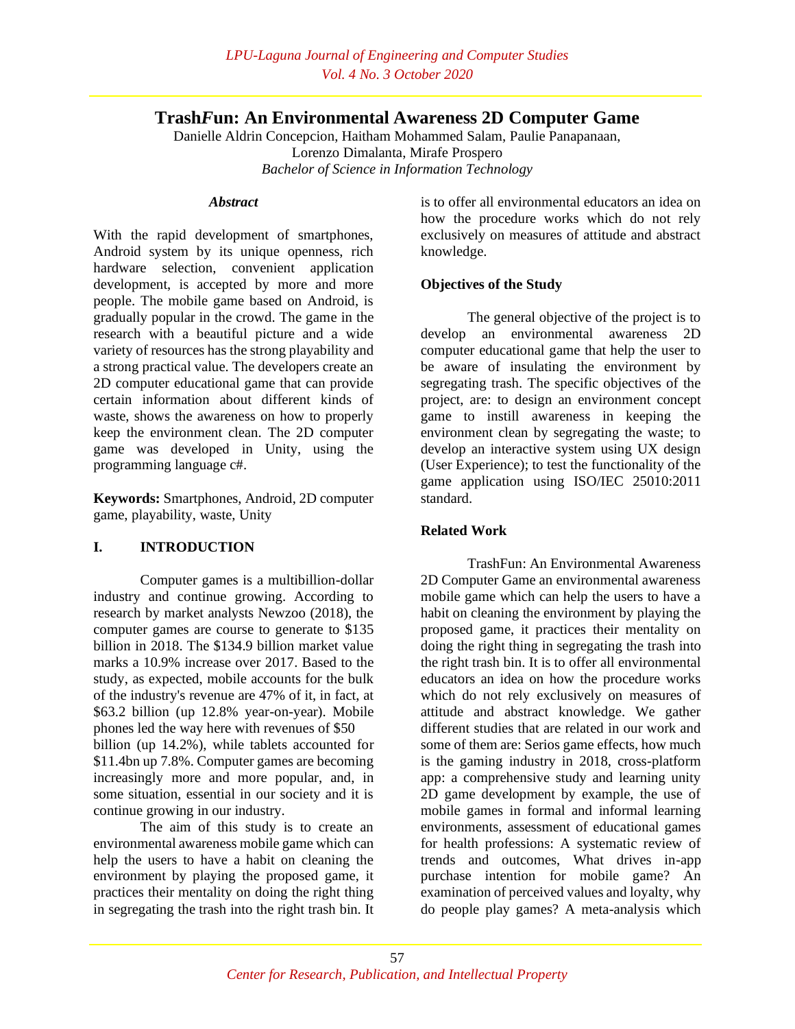# Trash*F*un: An Environmental Awareness 2D Computer Game

Danielle Aldrin Concepcion, Haitham Mohammed Salam, Paulie Panapanaan, Lorenzo Dimalanta, Mirafe Prospero

*Bachelor of Science in Information Technology*

### *Abstract*

With the rapid development of smartphones, Android system by its unique openness, rich hardware selection, convenient application development, is accepted by more and more people. The mobile game based on Android, is gradually popular in the crowd. The game in the research with a beautiful picture and a wide variety of resources has the strong playability and a strong practical value. The developers create an 2D computer educational game that can provide certain information about different kinds of waste, shows the awareness on how to properly keep the environment clean. The 2D computer game was developed in Unity, using the programming language c#.

**Keywords:** Smartphones, Android, 2D computer game, playability, waste, Unity

## I. INTRODUCTION

Computer games is a multibillion-dollar industry and continue growing. According to research by market analysts Newzoo (2018), the computer games are course to generate to $135 billion in 2018. The $134.9 billion market value marks a 10.9% increase over 2017. Based to the study, as expected, mobile accounts for the bulk of the industry's revenue are 47% of it, in fact, at $63.2 billion (up 12.8% year-on-year). Mobile phones led the way here with revenues of $50 billion (up 14.2%), while tablets accounted for $11.4bn up 7.8%. Computer games are becoming increasingly more and more popular, and, in some situation, essential in our society and it is continue growing in our industry.

The aim of this study is to create an environmental awareness mobile game which can help the users to have a habit on cleaning the environment by playing the proposed game, it practices their mentality on doing the right thing in segregating the trash into the right trash bin. It is to offer all environmental educators an idea on how the procedure works which do not rely exclusively on measures of attitude and abstract knowledge.

### Objectives of the Study

The general objective of the project is to develop an environmental awareness 2D computer educational game that help the user to be aware of insulating the environment by segregating trash. The specific objectives of the project, are: to design an environment concept game to instill awareness in keeping the environment clean by segregating the waste; to develop an interactive system using UX design (User Experience); to test the functionality of the game application using ISO/IEC 25010:2011 standard.

### Related Work

TrashFun: An Environmental Awareness 2D Computer Game an environmental awareness mobile game which can help the users to have a habit on cleaning the environment by playing the proposed game, it practices their mentality on doing the right thing in segregating the trash into the right trash bin. It is to offer all environmental educators an idea on how the procedure works which do not rely exclusively on measures of attitude and abstract knowledge. We gather different studies that are related in our work and some of them are: Serios game effects, how much is the gaming industry in 2018, cross-platform app: a comprehensive study and learning unity 2D game development by example, the use of mobile games in formal and informal learning environments, assessment of educational games for health professions: A systematic review of trends and outcomes, What drives in-app purchase intention for mobile game? An examination of perceived values and loyalty, why do people play games? A meta-analysis which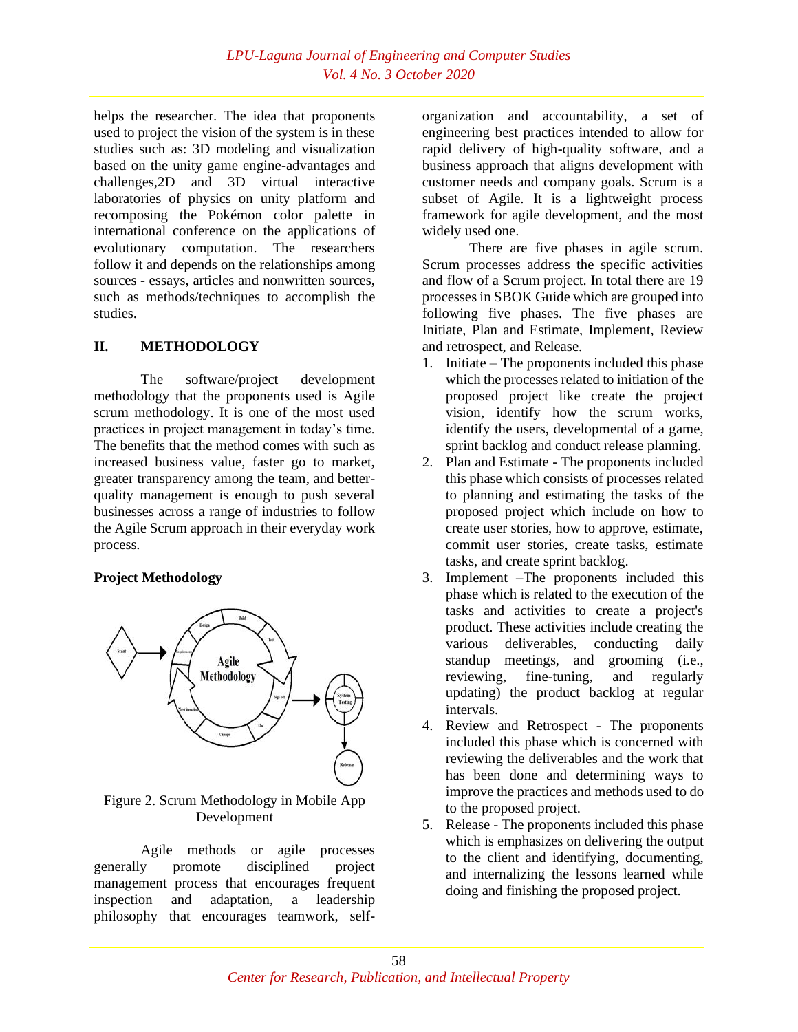helps the researcher. The idea that proponents used to project the vision of the system is in these studies such as: 3D modeling and visualization based on the unity game engine-advantages and challenges,2D and 3D virtual interactive laboratories of physics on unity platform and recomposing the Pokémon color palette in international conference on the applications of evolutionary computation. The researchers follow it and depends on the relationships among sources - essays, articles and nonwritten sources, such as methods/techniques to accomplish the studies.

## II. METHODOLOGY

The software/project development methodology that the proponents used is Agile scrum methodology. It is one of the most used practices in project management in today's time. The benefits that the method comes with such as increased business value, faster go to market, greater transparency among the team, and better-quality management is enough to push several businesses across a range of industries to follow the Agile Scrum approach in their everyday work process.

### Project Methodology

Figure 2. Scrum Methodology in Mobile App Development

Agile methods or agile processes generally promote disciplined project management process that encourages frequent inspection and adaptation, a leadership philosophy that encourages teamwork, self-organization and accountability, a set of engineering best practices intended to allow for rapid delivery of high-quality software, and a business approach that aligns development with customer needs and company goals. Scrum is a subset of Agile. It is a lightweight process framework for agile development, and the most widely used one.

There are five phases in agile scrum. Scrum processes address the specific activities and flow of a Scrum project. In total there are 19 processes in SBOK Guide which are grouped into following five phases. The five phases are Initiate, Plan and Estimate, Implement, Review and retrospect, and Release.

1. Initiate – The proponents included this phase which the processes related to initiation of the proposed project like create the project vision, identify how the scrum works, identify the users, developmental of a game, sprint backlog and conduct release planning.
2. Plan and Estimate - The proponents included this phase which consists of processes related to planning and estimating the tasks of the proposed project which include on how to create user stories, how to approve, estimate, commit user stories, create tasks, estimate tasks, and create sprint backlog.
3. Implement –The proponents included this phase which is related to the execution of the tasks and activities to create a project's product. These activities include creating the various deliverables, conducting daily standup meetings, and grooming (i.e., reviewing, fine-tuning, and regularly updating) the product backlog at regular intervals.
4. Review and Retrospect - The proponents included this phase which is concerned with reviewing the deliverables and the work that has been done and determining ways to improve the practices and methods used to do to the proposed project.
5. Release - The proponents included this phase which is emphasizes on delivering the output to the client and identifying, documenting, and internalizing the lessons learned while doing and finishing the proposed project.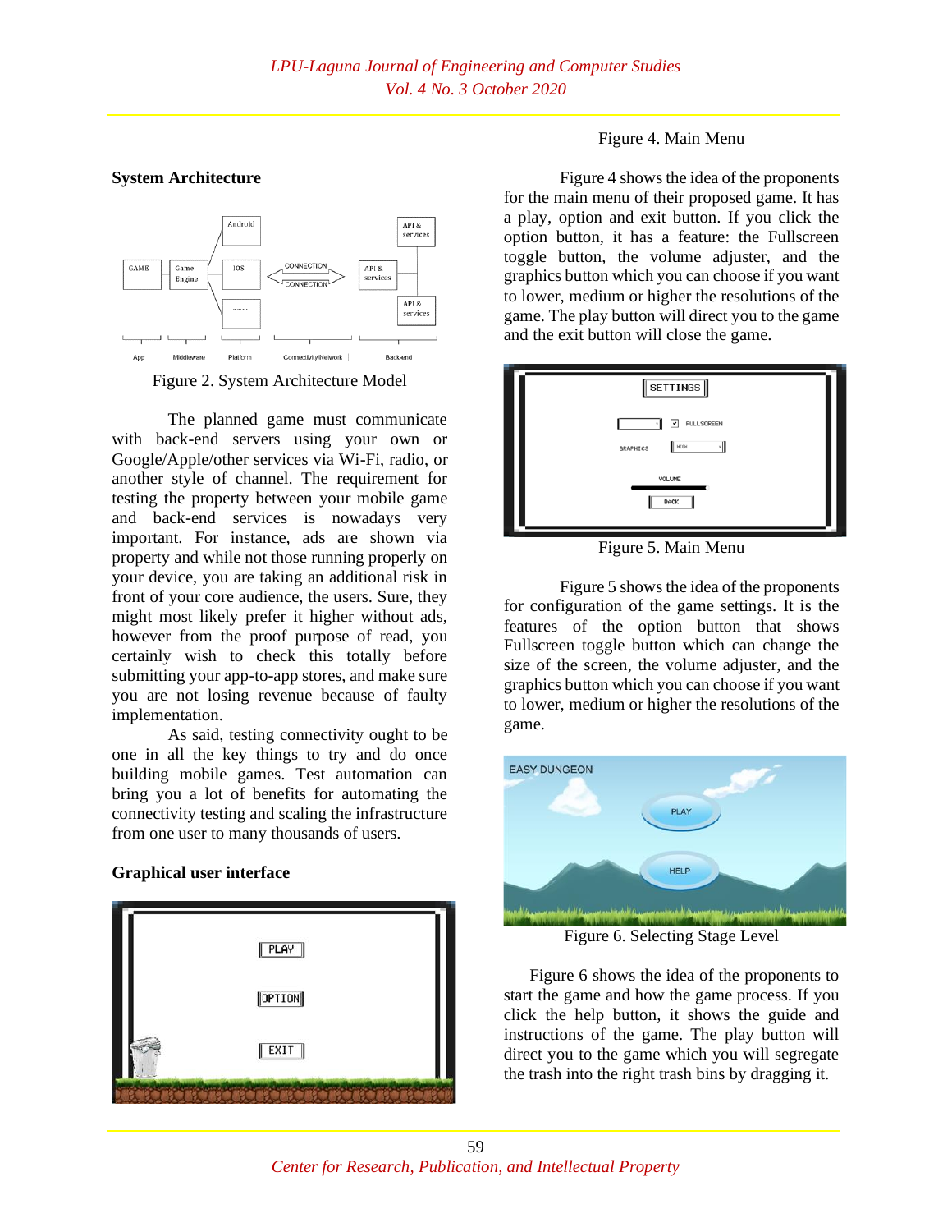## System Architecture

Figure 2. System Architecture Model

The planned game must communicate with back-end servers using your own or Google/Apple/other services via Wi-Fi, radio, or another style of channel. The requirement for testing the property between your mobile game and back-end services is nowadays very important. For instance, ads are shown via property and while not those running properly on your device, you are taking an additional risk in front of your core audience, the users. Sure, they might most likely prefer it higher without ads, however from the proof purpose of read, you certainly wish to check this totally before submitting your app-to-app stores, and make sure you are not losing revenue because of faulty implementation.

As said, testing connectivity ought to be one in all the key things to try and do once building mobile games. Test automation can bring you a lot of benefits for automating the connectivity testing and scaling the infrastructure from one user to many thousands of users.

## Graphical user interface

Figure 4. Main Menu

Figure 4 shows the idea of the proponents for the main menu of their proposed game. It has a play, option and exit button. If you click the option button, it has a feature: the Fullscreen toggle button, the volume adjuster, and the graphics button which you can choose if you want to lower, medium or higher the resolutions of the game. The play button will direct you to the game and the exit button will close the game.

Figure 5. Main Menu

Figure 5 shows the idea of the proponents for configuration of the game settings. It is the features of the option button that shows Fullscreen toggle button which can change the size of the screen, the volume adjuster, and the graphics button which you can choose if you want to lower, medium or higher the resolutions of the game.

Figure 6. Selecting Stage Level

Figure 6 shows the idea of the proponents to start the game and how the game process. If you click the help button, it shows the guide and instructions of the game. The play button will direct you to the game which you will segregate the trash into the right trash bins by dragging it.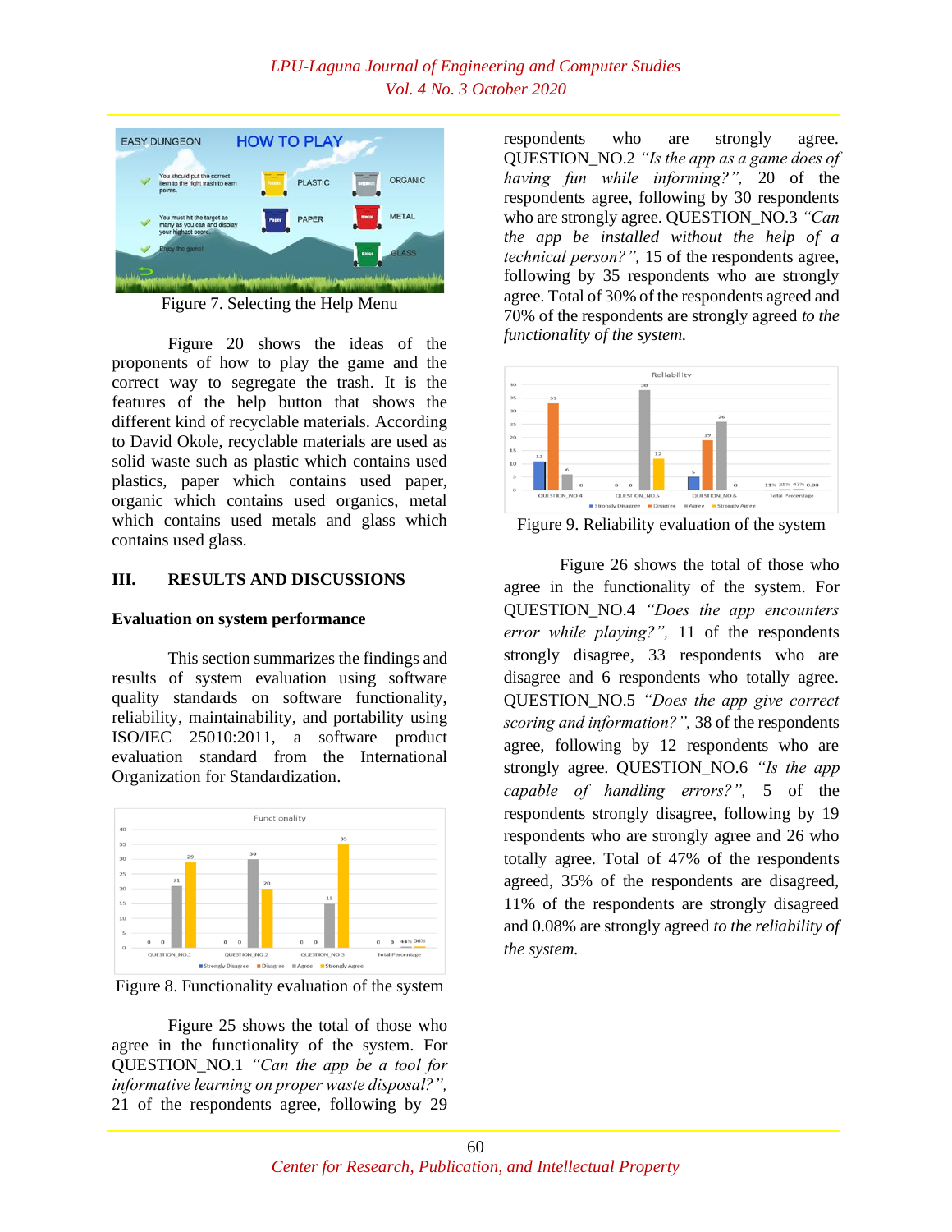Figure 7. Selecting the Help Menu

Figure 20 shows the ideas of the proponents of how to play the game and the correct way to segregate the trash. It is the features of the help button that shows the different kind of recyclable materials. According to David Okole, recyclable materials are used as solid waste such as plastic which contains used plastics, paper which contains used paper, organic which contains used organics, metal which contains used metals and glass which contains used glass.

## III. RESULTS AND DISCUSSIONS

### Evaluation on system performance

This section summarizes the findings and results of system evaluation using software quality standards on software functionality, reliability, maintainability, and portability using ISO/IEC 25010:2011, a software product evaluation standard from the International Organization for Standardization.

Figure 8. Functionality evaluation of the system

Figure 25 shows the total of those who agree in the functionality of the system. For QUESTION_NO.1 *"Can the app be a tool for informative learning on proper waste disposal?"*, 21 of the respondents agree, following by 29 respondents who are strongly agree. QUESTION_NO.2 *"Is the app as a game does of having fun while informing?"*, 20 of the respondents agree, following by 30 respondents who are strongly agree. QUESTION_NO.3 *"Can the app be installed without the help of a technical person?"*, 15 of the respondents agree, following by 35 respondents who are strongly agree. Total of 30% of the respondents agreed and 70% of the respondents are strongly agreed *to the functionality of the system.*

Figure 9. Reliability evaluation of the system

Figure 26 shows the total of those who agree in the functionality of the system. For QUESTION_NO.4 *"Does the app encounters error while playing?"*, 11 of the respondents strongly disagree, 33 respondents who are disagree and 6 respondents who totally agree. QUESTION_NO.5 *"Does the app give correct scoring and information?"*, 38 of the respondents agree, following by 12 respondents who are strongly agree. QUESTION_NO.6 *"Is the app capable of handling errors?"*, 5 of the respondents strongly disagree, following by 19 respondents who are strongly agree and 26 who totally agree. Total of 47% of the respondents agreed, 35% of the respondents are disagreed, 11% of the respondents are strongly disagreed and 0.08% are strongly agreed *to the reliability of the system.*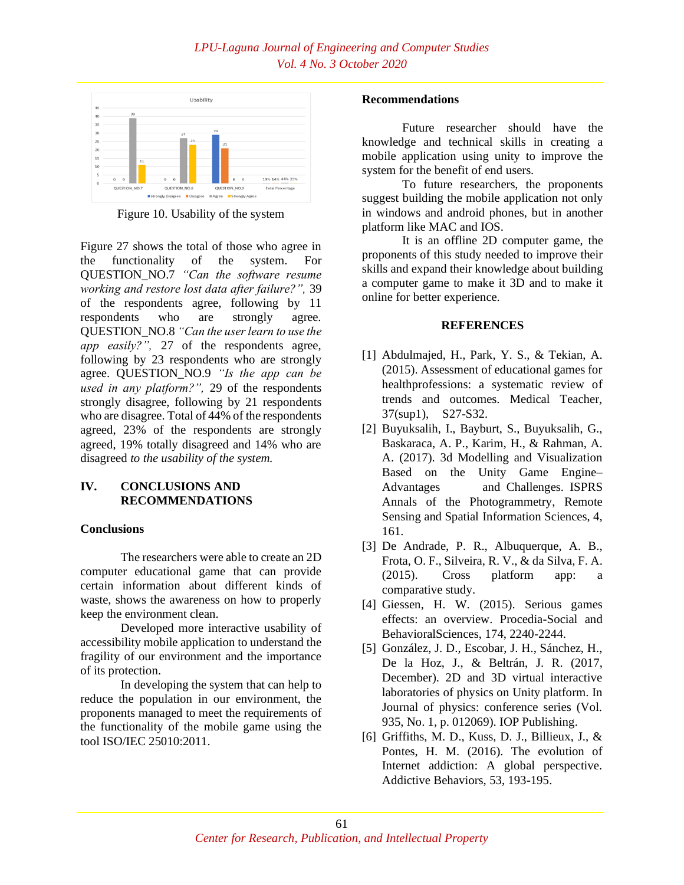Figure 10. Usability of the system

Figure 27 shows the total of those who agree in the functionality of the system. For QUESTION_NO.7 *"Can the software resume working and restore lost data after failure?"*, 39 of the respondents agree, following by 11 respondents who are strongly agree. QUESTION_NO.8 *"Can the user learn to use the app easily?"*, 27 of the respondents agree, following by 23 respondents who are strongly agree. QUESTION_NO.9 *"Is the app can be used in any platform?"*, 29 of the respondents strongly disagree, following by 21 respondents who are disagree. Total of 44% of the respondents agreed, 23% of the respondents are strongly agreed, 19% totally disagreed and 14% who are disagreed *to the usability of the system.*

## IV. CONCLUSIONS AND RECOMMENDATIONS

### Conclusions

The researchers were able to create an 2D computer educational game that can provide certain information about different kinds of waste, shows the awareness on how to properly keep the environment clean.

Developed more interactive usability of accessibility mobile application to understand the fragility of our environment and the importance of its protection.

In developing the system that can help to reduce the population in our environment, the proponents managed to meet the requirements of the functionality of the mobile game using the tool ISO/IEC 25010:2011.

### Recommendations

Future researcher should have the knowledge and technical skills in creating a mobile application using unity to improve the system for the benefit of end users.

To future researchers, the proponents suggest building the mobile application not only in windows and android phones, but in another platform like MAC and IOS.

It is an offline 2D computer game, the proponents of this study needed to improve their skills and expand their knowledge about building a computer game to make it 3D and to make it online for better experience.

## REFERENCES

[1] Abdulmajed, H., Park, Y. S., & Tekian, A. (2015). Assessment of educational games for healthprofessions: a systematic review of trends and outcomes. Medical Teacher, 37(sup1), S27-S32.

[2] Buyuksalih, I., Bayburt, S., Buyuksalih, G., Baskaraca, A. P., Karim, H., & Rahman, A. A. (2017). 3d Modelling and Visualization Based on the Unity Game Engine–Advantages and Challenges. ISPRS Annals of the Photogrammetry, Remote Sensing and Spatial Information Sciences, 4, 161.

[3] De Andrade, P. R., Albuquerque, A. B., Frota, O. F., Silveira, R. V., & da Silva, F. A. (2015). Cross platform app: a comparative study.

[4] Giessen, H. W. (2015). Serious games effects: an overview. Procedia-Social and BehavioralSciences, 174, 2240-2244.

[5] González, J. D., Escobar, J. H., Sánchez, H., De la Hoz, J., & Beltrán, J. R. (2017, December). 2D and 3D virtual interactive laboratories of physics on Unity platform. In Journal of physics: conference series (Vol. 935, No. 1, p. 012069). IOP Publishing.

[6] Griffiths, M. D., Kuss, D. J., Billieux, J., & Pontes, H. M. (2016). The evolution of Internet addiction: A global perspective. Addictive Behaviors, 53, 193-195.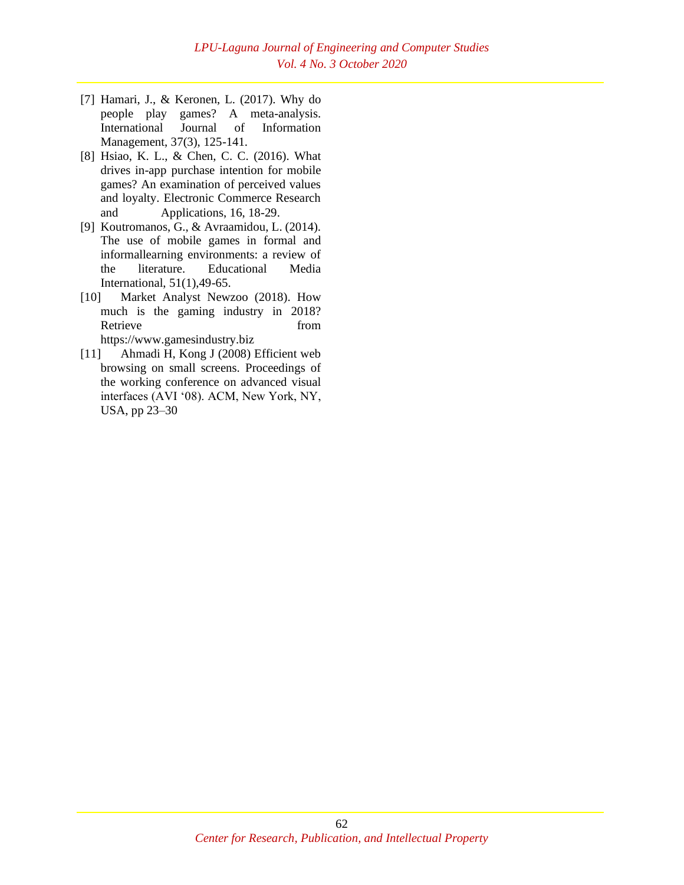[7] Hamari, J., & Keronen, L. (2017). Why do people play games? A meta-analysis. International Journal of Information Management, 37(3), 125-141.

[8] Hsiao, K. L., & Chen, C. C. (2016). What drives in-app purchase intention for mobile games? An examination of perceived values and loyalty. Electronic Commerce Research and Applications, 16, 18-29.

[9] Koutromanos, G., & Avraamidou, L. (2014). The use of mobile games in formal and informallearning environments: a review of the literature. Educational Media International, 51(1),49-65.

[10] Market Analyst Newzoo (2018). How much is the gaming industry in 2018? Retrieve from https://www.gamesindustry.biz

[11] Ahmadi H, Kong J (2008) Efficient web browsing on small screens. Proceedings of the working conference on advanced visual interfaces (AVI '08). ACM, New York, NY, USA, pp 23–30